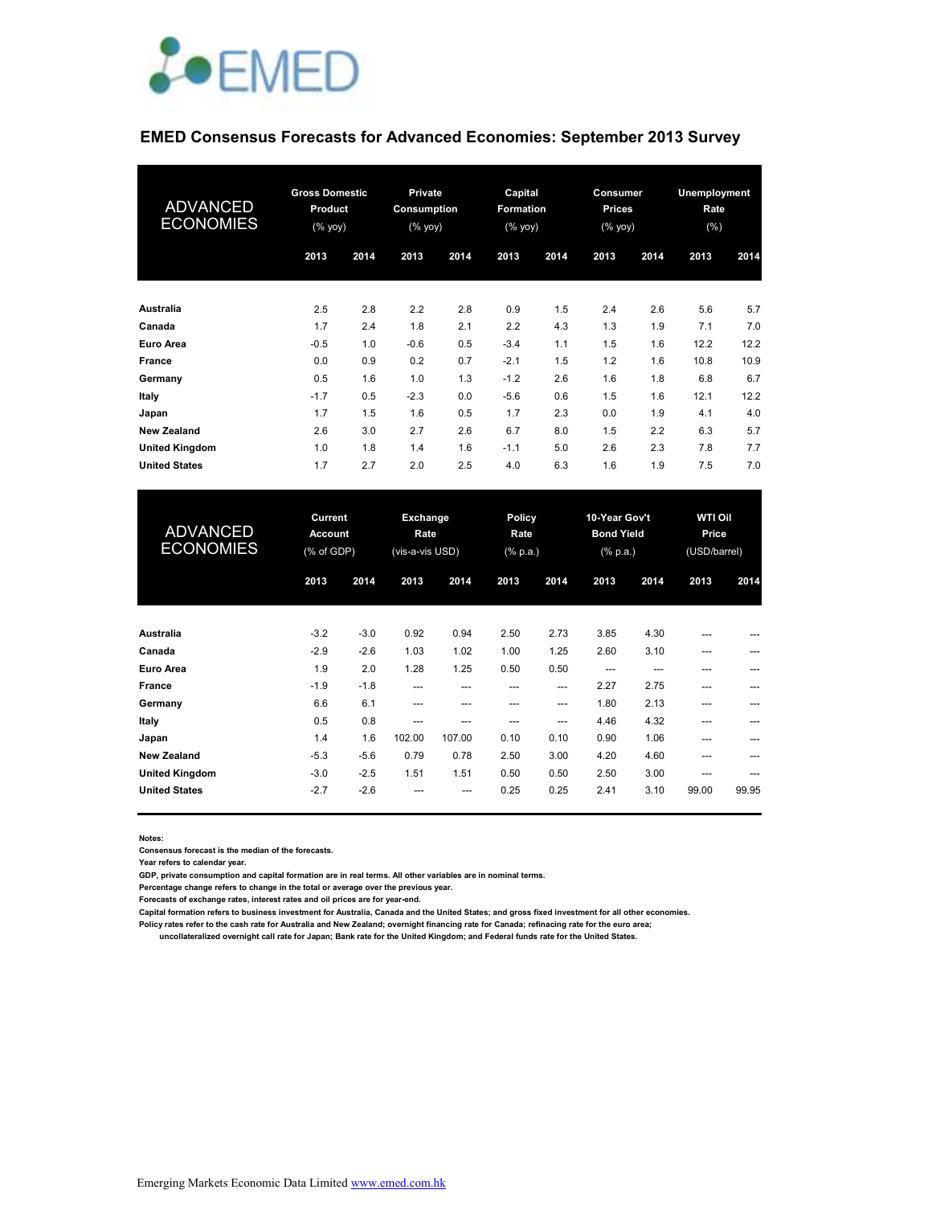# EMED Consensus Forecasts for Advanced Economies: September 2013 Survey

| ADVANCED ECONOMIES | Gross Domestic Product (% yoy) | | Private Consumption (% yoy) | | Capital Formation (% yoy) | | Consumer Prices (% yoy) | | Unemployment Rate (%) | |
|---|---|---|---|---|---|---|---|---|---|---|
| | 2013 | 2014 | 2013 | 2014 | 2013 | 2014 | 2013 | 2014 | 2013 | 2014 |
| **Australia** | 2.5 | 2.8 | 2.2 | 2.8 | 0.9 | 1.5 | 2.4 | 2.6 | 5.6 | 5.7 |
| **Canada** | 1.7 | 2.4 | 1.8 | 2.1 | 2.2 | 4.3 | 1.3 | 1.9 | 7.1 | 7.0 |
| **Euro Area** | -0.5 | 1.0 | -0.6 | 0.5 | -3.4 | 1.1 | 1.5 | 1.6 | 12.2 | 12.2 |
| **France** | 0.0 | 0.9 | 0.2 | 0.7 | -2.1 | 1.5 | 1.2 | 1.6 | 10.8 | 10.9 |
| **Germany** | 0.5 | 1.6 | 1.0 | 1.3 | -1.2 | 2.6 | 1.6 | 1.8 | 6.8 | 6.7 |
| **Italy** | -1.7 | 0.5 | -2.3 | 0.0 | -5.6 | 0.6 | 1.5 | 1.6 | 12.1 | 12.2 |
| **Japan** | 1.7 | 1.5 | 1.6 | 0.5 | 1.7 | 2.3 | 0.0 | 1.9 | 4.1 | 4.0 |
| **New Zealand** | 2.6 | 3.0 | 2.7 | 2.6 | 6.7 | 8.0 | 1.5 | 2.2 | 6.3 | 5.7 |
| **United Kingdom** | 1.0 | 1.8 | 1.4 | 1.6 | -1.1 | 5.0 | 2.6 | 2.3 | 7.8 | 7.7 |
| **United States** | 1.7 | 2.7 | 2.0 | 2.5 | 4.0 | 6.3 | 1.6 | 1.9 | 7.5 | 7.0 |

| ADVANCED ECONOMIES | Current Account (% of GDP) | | Exchange Rate (vis-a-vis USD) | | Policy Rate (% p.a.) | | 10-Year Gov't Bond Yield (% p.a.) | | WTI Oil Price (USD/barrel) | |
|---|---|---|---|---|---|---|---|---|---|---|
| | 2013 | 2014 | 2013 | 2014 | 2013 | 2014 | 2013 | 2014 | 2013 | 2014 |
| **Australia** | -3.2 | -3.0 | 0.92 | 0.94 | 2.50 | 2.73 | 3.85 | 4.30 | --- | --- |
| **Canada** | -2.9 | -2.6 | 1.03 | 1.02 | 1.00 | 1.25 | 2.60 | 3.10 | --- | --- |
| **Euro Area** | 1.9 | 2.0 | 1.28 | 1.25 | 0.50 | 0.50 | --- | --- | --- | --- |
| **France** | -1.9 | -1.8 | --- | --- | --- | --- | 2.27 | 2.75 | --- | --- |
| **Germany** | 6.6 | 6.1 | --- | --- | --- | --- | 1.80 | 2.13 | --- | --- |
| **Italy** | 0.5 | 0.8 | --- | --- | --- | --- | 4.46 | 4.32 | --- | --- |
| **Japan** | 1.4 | 1.6 | 102.00 | 107.00 | 0.10 | 0.10 | 0.90 | 1.06 | --- | --- |
| **New Zealand** | -5.3 | -5.6 | 0.79 | 0.78 | 2.50 | 3.00 | 4.20 | 4.60 | --- | --- |
| **United Kingdom** | -3.0 | -2.5 | 1.51 | 1.51 | 0.50 | 0.50 | 2.50 | 3.00 | --- | --- |
| **United States** | -2.7 | -2.6 | --- | --- | 0.25 | 0.25 | 2.41 | 3.10 | 99.00 | 99.95 |

**Notes:**
**Consensus forecast is the median of the forecasts.**
**Year refers to calendar year.**
**GDP, private consumption and capital formation are in real terms. All other variables are in nominal terms.**
**Percentage change refers to change in the total or average over the previous year.**
**Forecasts of exchange rates, interest rates and oil prices are for year-end.**
**Capital formation refers to business investment for Australia, Canada and the United States; and gross fixed investment for all other economies.**
**Policy rates refer to the cash rate for Australia and New Zealand; overnight financing rate for Canada; refinancing rate for the euro area; uncollateralized overnight call rate for Japan; Bank rate for the United Kingdom; and Federal funds rate for the United States.**

Emerging Markets Economic Data Limited www.emed.com.hk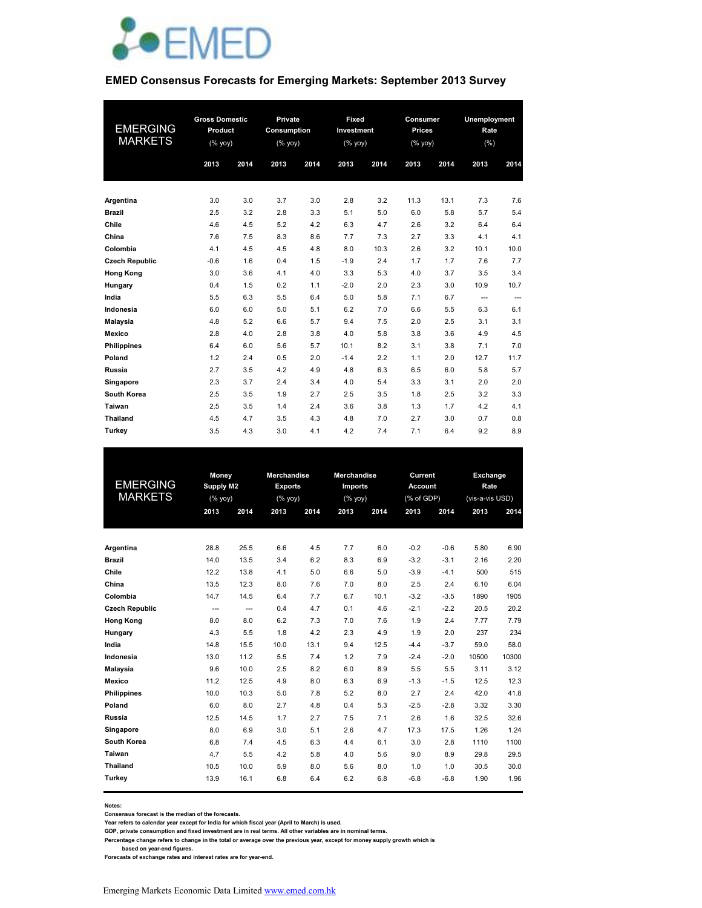# EMED Consensus Forecasts for Emerging Markets: September 2013 Survey

| EMERGING MARKETS | Gross Domestic Product (% yoy) | | Private Consumption (% yoy) | | Fixed Investment (% yoy) | | Consumer Prices (% yoy) | | Unemployment Rate (%) | |
|---|---|---|---|---|---|---|---|---|---|---|
| | 2013 | 2014 | 2013 | 2014 | 2013 | 2014 | 2013 | 2014 | 2013 | 2014 |
| **Argentina** | 3.0 | 3.0 | 3.7 | 3.0 | 2.8 | 3.2 | 11.3 | 13.1 | 7.3 | 7.6 |
| **Brazil** | 2.5 | 3.2 | 2.8 | 3.3 | 5.1 | 5.0 | 6.0 | 5.8 | 5.7 | 5.4 |
| **Chile** | 4.6 | 4.5 | 5.2 | 4.2 | 6.3 | 4.7 | 2.6 | 3.2 | 6.4 | 6.4 |
| **China** | 7.6 | 7.5 | 8.3 | 8.6 | 7.7 | 7.3 | 2.7 | 3.3 | 4.1 | 4.1 |
| **Colombia** | 4.1 | 4.5 | 4.5 | 4.8 | 8.0 | 10.3 | 2.6 | 3.2 | 10.1 | 10.0 |
| **Czech Republic** | -0.6 | 1.6 | 0.4 | 1.5 | -1.9 | 2.4 | 1.7 | 1.7 | 7.6 | 7.7 |
| **Hong Kong** | 3.0 | 3.6 | 4.1 | 4.0 | 3.3 | 5.3 | 4.0 | 3.7 | 3.5 | 3.4 |
| **Hungary** | 0.4 | 1.5 | 0.2 | 1.1 | -2.0 | 2.0 | 2.3 | 3.0 | 10.9 | 10.7 |
| **India** | 5.5 | 6.3 | 5.5 | 6.4 | 5.0 | 5.8 | 7.1 | 6.7 | --- | --- |
| **Indonesia** | 6.0 | 6.0 | 5.0 | 5.1 | 6.2 | 7.0 | 6.6 | 5.5 | 6.3 | 6.1 |
| **Malaysia** | 4.8 | 5.2 | 6.6 | 5.7 | 9.4 | 7.5 | 2.0 | 2.5 | 3.1 | 3.1 |
| **Mexico** | 2.8 | 4.0 | 2.8 | 3.8 | 4.0 | 5.8 | 3.8 | 3.6 | 4.9 | 4.5 |
| **Philippines** | 6.4 | 6.0 | 5.6 | 5.7 | 10.1 | 8.2 | 3.1 | 3.8 | 7.1 | 7.0 |
| **Poland** | 1.2 | 2.4 | 0.5 | 2.0 | -1.4 | 2.2 | 1.1 | 2.0 | 12.7 | 11.7 |
| **Russia** | 2.7 | 3.5 | 4.2 | 4.9 | 4.8 | 6.3 | 6.5 | 6.0 | 5.8 | 5.7 |
| **Singapore** | 2.3 | 3.7 | 2.4 | 3.4 | 4.0 | 5.4 | 3.3 | 3.1 | 2.0 | 2.0 |
| **South Korea** | 2.5 | 3.5 | 1.9 | 2.7 | 2.5 | 3.5 | 1.8 | 2.5 | 3.2 | 3.3 |
| **Taiwan** | 2.5 | 3.5 | 1.4 | 2.4 | 3.6 | 3.8 | 1.3 | 1.7 | 4.2 | 4.1 |
| **Thailand** | 4.5 | 4.7 | 3.5 | 4.3 | 4.8 | 7.0 | 2.7 | 3.0 | 0.7 | 0.8 |
| **Turkey** | 3.5 | 4.3 | 3.0 | 4.1 | 4.2 | 7.4 | 7.1 | 6.4 | 9.2 | 8.9 |

| EMERGING MARKETS | Money Supply M2 (% yoy) | | Merchandise Exports (% yoy) | | Merchandise Imports (% yoy) | | Current Account (% of GDP) | | Exchange Rate (vis-a-vis USD) | |
|---|---|---|---|---|---|---|---|---|---|---|
| | 2013 | 2014 | 2013 | 2014 | 2013 | 2014 | 2013 | 2014 | 2013 | 2014 |
| **Argentina** | 28.8 | 25.5 | 6.6 | 4.5 | 7.7 | 6.0 | -0.2 | -0.6 | 5.80 | 6.90 |
| **Brazil** | 14.0 | 13.5 | 3.4 | 6.2 | 8.3 | 6.9 | -3.2 | -3.1 | 2.16 | 2.20 |
| **Chile** | 12.2 | 13.8 | 4.1 | 5.0 | 6.6 | 5.0 | -3.9 | -4.1 | 500 | 515 |
| **China** | 13.5 | 12.3 | 8.0 | 7.6 | 7.0 | 8.0 | 2.5 | 2.4 | 6.10 | 6.04 |
| **Colombia** | 14.7 | 14.5 | 6.4 | 7.7 | 6.7 | 10.1 | -3.2 | -3.5 | 1890 | 1905 |
| **Czech Republic** | --- | --- | 0.4 | 4.7 | 0.1 | 4.6 | -2.1 | -2.2 | 20.5 | 20.2 |
| **Hong Kong** | 8.0 | 8.0 | 6.2 | 7.3 | 7.0 | 7.6 | 1.9 | 2.4 | 7.77 | 7.79 |
| **Hungary** | 4.3 | 5.5 | 1.8 | 4.2 | 2.3 | 4.9 | 1.9 | 2.0 | 237 | 234 |
| **India** | 14.8 | 15.5 | 10.0 | 13.1 | 9.4 | 12.5 | -4.4 | -3.7 | 59.0 | 58.0 |
| **Indonesia** | 13.0 | 11.2 | 5.5 | 7.4 | 1.2 | 7.9 | -2.4 | -2.0 | 10500 | 10300 |
| **Malaysia** | 9.6 | 10.0 | 2.5 | 8.2 | 6.0 | 8.9 | 5.5 | 5.5 | 3.11 | 3.12 |
| **Mexico** | 11.2 | 12.5 | 4.9 | 8.0 | 6.3 | 6.9 | -1.3 | -1.5 | 12.5 | 12.3 |
| **Philippines** | 10.0 | 10.3 | 5.0 | 7.8 | 5.2 | 8.0 | 2.7 | 2.4 | 42.0 | 41.8 |
| **Poland** | 6.0 | 8.0 | 2.7 | 4.8 | 0.4 | 5.3 | -2.5 | -2.8 | 3.32 | 3.30 |
| **Russia** | 12.5 | 14.5 | 1.7 | 2.7 | 7.5 | 7.1 | 2.6 | 1.6 | 32.5 | 32.6 |
| **Singapore** | 8.0 | 6.9 | 3.0 | 5.1 | 2.6 | 4.7 | 17.3 | 17.5 | 1.26 | 1.24 |
| **South Korea** | 6.8 | 7.4 | 4.5 | 6.3 | 4.4 | 6.1 | 3.0 | 2.8 | 1110 | 1100 |
| **Taiwan** | 4.7 | 5.5 | 4.2 | 5.8 | 4.0 | 5.6 | 9.0 | 8.9 | 29.8 | 29.5 |
| **Thailand** | 10.5 | 10.0 | 5.9 | 8.0 | 5.6 | 8.0 | 1.0 | 1.0 | 30.5 | 30.0 |
| **Turkey** | 13.9 | 16.1 | 6.8 | 6.4 | 6.2 | 6.8 | -6.8 | -6.8 | 1.90 | 1.96 |

**Notes:**
**Consensus forecast is the median of the forecasts.**
**Year refers to calendar year except for India for which fiscal year (April to March) is used.**
**GDP, private consumption and fixed investment are in real terms. All other variables are in nominal terms.**
**Percentage change refers to change in the total or average over the previous year, except for money supply growth which is based on year-end figures.**
**Forecasts of exchange rates and interest rates are for year-end.**

Emerging Markets Economic Data Limited www.emed.com.hk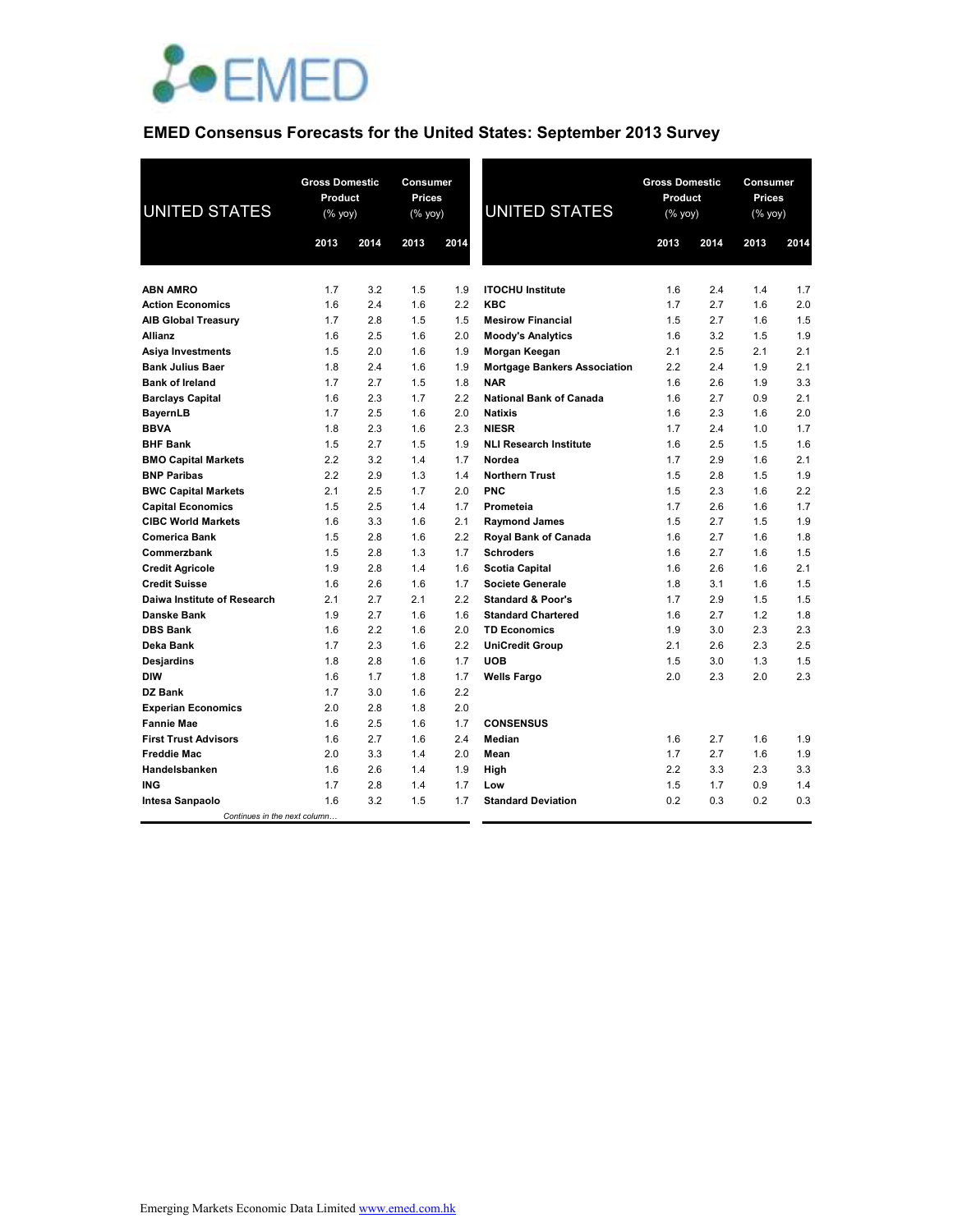# EMED Consensus Forecasts for the United States: September 2013 Survey

| UNITED STATES | Gross Domestic Product (% yoy) | | Consumer Prices (% yoy) | |
|---|---|---|---|---|
| | 2013 | 2014 | 2013 | 2014 |
| **ABN AMRO** | 1.7 | 3.2 | 1.5 | 1.9 |
| **Action Economics** | 1.6 | 2.4 | 1.6 | 2.2 |
| **AIB Global Treasury** | 1.7 | 2.8 | 1.5 | 1.5 |
| **Allianz** | 1.6 | 2.5 | 1.6 | 2.0 |
| **Asiya Investments** | 1.5 | 2.0 | 1.6 | 1.9 |
| **Bank Julius Baer** | 1.8 | 2.4 | 1.6 | 1.9 |
| **Bank of Ireland** | 1.7 | 2.7 | 1.5 | 1.8 |
| **Barclays Capital** | 1.6 | 2.3 | 1.7 | 2.2 |
| **BayernLB** | 1.7 | 2.5 | 1.6 | 2.0 |
| **BBVA** | 1.8 | 2.3 | 1.6 | 2.3 |
| **BHF Bank** | 1.5 | 2.7 | 1.5 | 1.9 |
| **BMO Capital Markets** | 2.2 | 3.2 | 1.4 | 1.7 |
| **BNP Paribas** | 2.2 | 2.9 | 1.3 | 1.4 |
| **BWC Capital Markets** | 2.1 | 2.5 | 1.7 | 2.0 |
| **Capital Economics** | 1.5 | 2.5 | 1.4 | 1.7 |
| **CIBC World Markets** | 1.6 | 3.3 | 1.6 | 2.1 |
| **Comerica Bank** | 1.5 | 2.8 | 1.6 | 2.2 |
| **Commerzbank** | 1.5 | 2.8 | 1.3 | 1.7 |
| **Credit Agricole** | 1.9 | 2.8 | 1.4 | 1.6 |
| **Credit Suisse** | 1.6 | 2.6 | 1.6 | 1.7 |
| **Daiwa Institute of Research** | 2.1 | 2.7 | 2.1 | 2.2 |
| **Danske Bank** | 1.9 | 2.7 | 1.6 | 1.6 |
| **DBS Bank** | 1.6 | 2.2 | 1.6 | 2.0 |
| **Deka Bank** | 1.7 | 2.3 | 1.6 | 2.2 |
| **Desjardins** | 1.8 | 2.8 | 1.6 | 1.7 |
| **DIW** | 1.6 | 1.7 | 1.8 | 1.7 |
| **DZ Bank** | 1.7 | 3.0 | 1.6 | 2.2 |
| **Experian Economics** | 2.0 | 2.8 | 1.8 | 2.0 |
| **Fannie Mae** | 1.6 | 2.5 | 1.6 | 1.7 |
| **First Trust Advisors** | 1.6 | 2.7 | 1.6 | 2.4 |
| **Freddie Mac** | 2.0 | 3.3 | 1.4 | 2.0 |
| **Handelsbanken** | 1.6 | 2.6 | 1.4 | 1.9 |
| **ING** | 1.7 | 2.8 | 1.4 | 1.7 |
| **Intesa Sanpaolo** | 1.6 | 3.2 | 1.5 | 1.7 |
| **ITOCHU Institute** | 1.6 | 2.4 | 1.4 | 1.7 |
| **KBC** | 1.7 | 2.7 | 1.6 | 2.0 |
| **Mesirow Financial** | 1.5 | 2.7 | 1.6 | 1.5 |
| **Moody's Analytics** | 1.6 | 3.2 | 1.5 | 1.9 |
| **Morgan Keegan** | 2.1 | 2.5 | 2.1 | 2.1 |
| **Mortgage Bankers Association** | 2.2 | 2.4 | 1.9 | 2.1 |
| **NAR** | 1.6 | 2.6 | 1.9 | 3.3 |
| **National Bank of Canada** | 1.6 | 2.7 | 0.9 | 2.1 |
| **Natixis** | 1.6 | 2.3 | 1.6 | 2.0 |
| **NIESR** | 1.7 | 2.4 | 1.0 | 1.7 |
| **NLI Research Institute** | 1.6 | 2.5 | 1.5 | 1.6 |
| **Nordea** | 1.7 | 2.9 | 1.6 | 2.1 |
| **Northern Trust** | 1.5 | 2.8 | 1.5 | 1.9 |
| **PNC** | 1.5 | 2.3 | 1.6 | 2.2 |
| **Prometeia** | 1.7 | 2.6 | 1.6 | 1.7 |
| **Raymond James** | 1.5 | 2.7 | 1.5 | 1.9 |
| **Royal Bank of Canada** | 1.6 | 2.7 | 1.6 | 1.8 |
| **Schroders** | 1.6 | 2.7 | 1.6 | 1.5 |
| **Scotia Capital** | 1.6 | 2.6 | 1.6 | 2.1 |
| **Societe Generale** | 1.8 | 3.1 | 1.6 | 1.5 |
| **Standard & Poor's** | 1.7 | 2.9 | 1.5 | 1.5 |
| **Standard Chartered** | 1.6 | 2.7 | 1.2 | 1.8 |
| **TD Economics** | 1.9 | 3.0 | 2.3 | 2.3 |
| **UniCredit Group** | 2.1 | 2.6 | 2.3 | 2.5 |
| **UOB** | 1.5 | 3.0 | 1.3 | 1.5 |
| **Wells Fargo** | 2.0 | 2.3 | 2.0 | 2.3 |
| **CONSENSUS** | | | | |
| **Median** | 1.6 | 2.7 | 1.6 | 1.9 |
| **Mean** | 1.7 | 2.7 | 1.6 | 1.9 |
| **High** | 2.2 | 3.3 | 2.3 | 3.3 |
| **Low** | 1.5 | 1.7 | 0.9 | 1.4 |
| **Standard Deviation** | 0.2 | 0.3 | 0.2 | 0.3 |

Emerging Markets Economic Data Limited www.emed.com.hk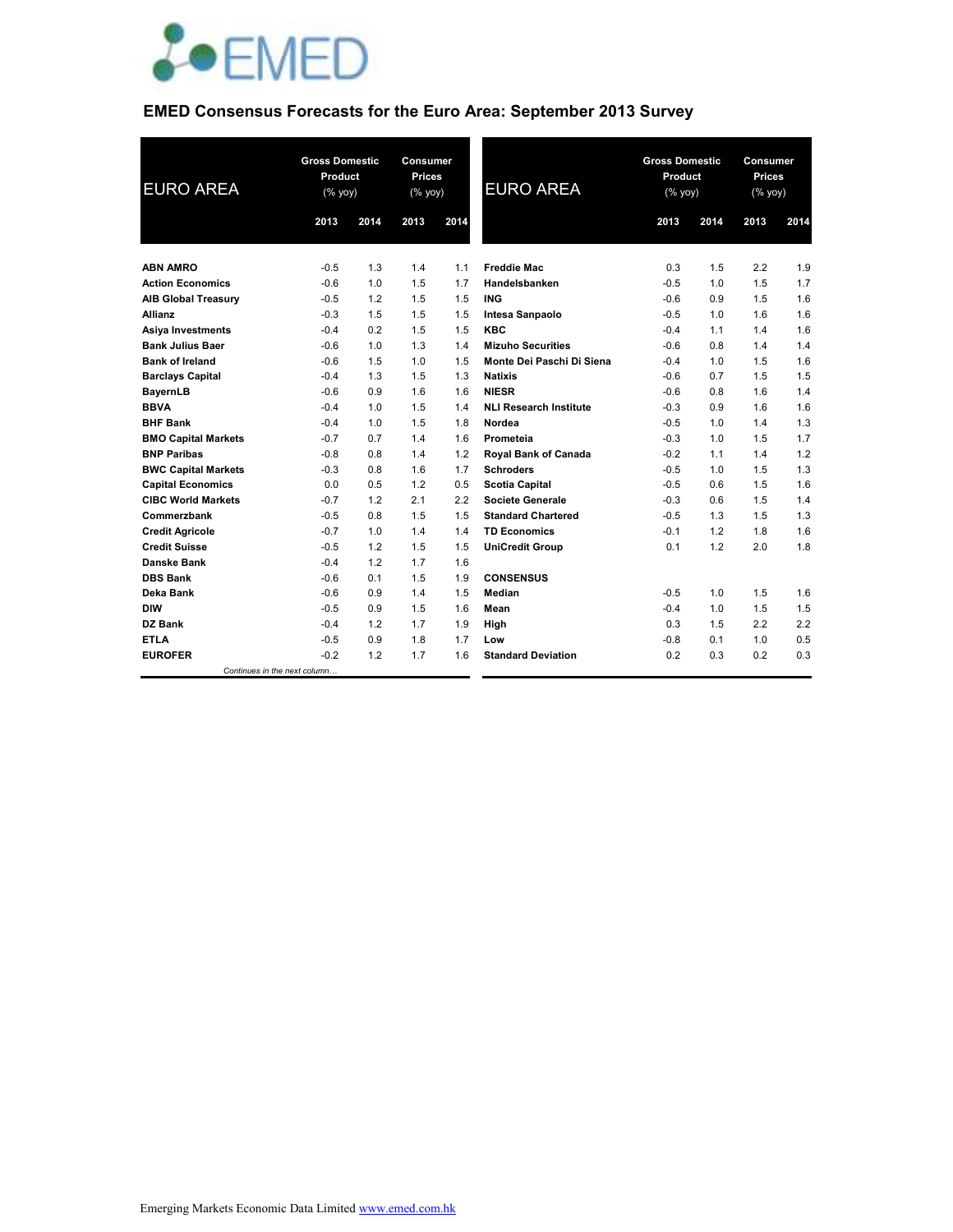## EMED Consensus Forecasts for the Euro Area: September 2013 Survey

| EURO AREA | Gross Domestic Product (% yoy) | | Consumer Prices (% yoy) | |
|---|---|---|---|---|
| | 2013 | 2014 | 2013 | 2014 |
| **ABN AMRO** | -0.5 | 1.3 | 1.4 | 1.1 |
| **Action Economics** | -0.6 | 1.0 | 1.5 | 1.7 |
| **AIB Global Treasury** | -0.5 | 1.2 | 1.5 | 1.5 |
| **Allianz** | -0.3 | 1.5 | 1.5 | 1.5 |
| **Asiya Investments** | -0.4 | 0.2 | 1.5 | 1.5 |
| **Bank Julius Baer** | -0.6 | 1.0 | 1.3 | 1.4 |
| **Bank of Ireland** | -0.6 | 1.5 | 1.0 | 1.5 |
| **Barclays Capital** | -0.4 | 1.3 | 1.5 | 1.3 |
| **BayernLB** | -0.6 | 0.9 | 1.6 | 1.6 |
| **BBVA** | -0.4 | 1.0 | 1.5 | 1.4 |
| **BHF Bank** | -0.4 | 1.0 | 1.5 | 1.8 |
| **BMO Capital Markets** | -0.7 | 0.7 | 1.4 | 1.6 |
| **BNP Paribas** | -0.8 | 0.8 | 1.4 | 1.2 |
| **BWC Capital Markets** | -0.3 | 0.8 | 1.6 | 1.7 |
| **Capital Economics** | 0.0 | 0.5 | 1.2 | 0.5 |
| **CIBC World Markets** | -0.7 | 1.2 | 2.1 | 2.2 |
| **Commerzbank** | -0.5 | 0.8 | 1.5 | 1.5 |
| **Credit Agricole** | -0.7 | 1.0 | 1.4 | 1.4 |
| **Credit Suisse** | -0.5 | 1.2 | 1.5 | 1.5 |
| **Danske Bank** | -0.4 | 1.2 | 1.7 | 1.6 |
| **DBS Bank** | -0.6 | 0.1 | 1.5 | 1.9 |
| **Deka Bank** | -0.6 | 0.9 | 1.4 | 1.5 |
| **DIW** | -0.5 | 0.9 | 1.5 | 1.6 |
| **DZ Bank** | -0.4 | 1.2 | 1.7 | 1.9 |
| **ETLA** | -0.5 | 0.9 | 1.8 | 1.7 |
| **EUROFER** | -0.2 | 1.2 | 1.7 | 1.6 |
| **Freddie Mac** | 0.3 | 1.5 | 2.2 | 1.9 |
| **Handelsbanken** | -0.5 | 1.0 | 1.5 | 1.7 |
| **ING** | -0.6 | 0.9 | 1.5 | 1.6 |
| **Intesa Sanpaolo** | -0.5 | 1.0 | 1.6 | 1.6 |
| **KBC** | -0.4 | 1.1 | 1.4 | 1.6 |
| **Mizuho Securities** | -0.6 | 0.8 | 1.4 | 1.4 |
| **Monte Dei Paschi Di Siena** | -0.4 | 1.0 | 1.5 | 1.6 |
| **Natixis** | -0.6 | 0.7 | 1.5 | 1.5 |
| **NIESR** | -0.6 | 0.8 | 1.6 | 1.4 |
| **NLI Research Institute** | -0.3 | 0.9 | 1.6 | 1.6 |
| **Nordea** | -0.5 | 1.0 | 1.4 | 1.3 |
| **Prometeia** | -0.3 | 1.0 | 1.5 | 1.7 |
| **Royal Bank of Canada** | -0.2 | 1.1 | 1.4 | 1.2 |
| **Schroders** | -0.5 | 1.0 | 1.5 | 1.3 |
| **Scotia Capital** | -0.5 | 0.6 | 1.5 | 1.6 |
| **Societe Generale** | -0.3 | 0.6 | 1.5 | 1.4 |
| **Standard Chartered** | -0.5 | 1.3 | 1.5 | 1.3 |
| **TD Economics** | -0.1 | 1.2 | 1.8 | 1.6 |
| **UniCredit Group** | 0.1 | 1.2 | 2.0 | 1.8 |
| **CONSENSUS** | | | | |
| **Median** | -0.5 | 1.0 | 1.5 | 1.6 |
| **Mean** | -0.4 | 1.0 | 1.5 | 1.5 |
| **High** | 0.3 | 1.5 | 2.2 | 2.2 |
| **Low** | -0.8 | 0.1 | 1.0 | 0.5 |
| **Standard Deviation** | 0.2 | 0.3 | 0.2 | 0.3 |

Emerging Markets Economic Data Limited www.emed.com.hk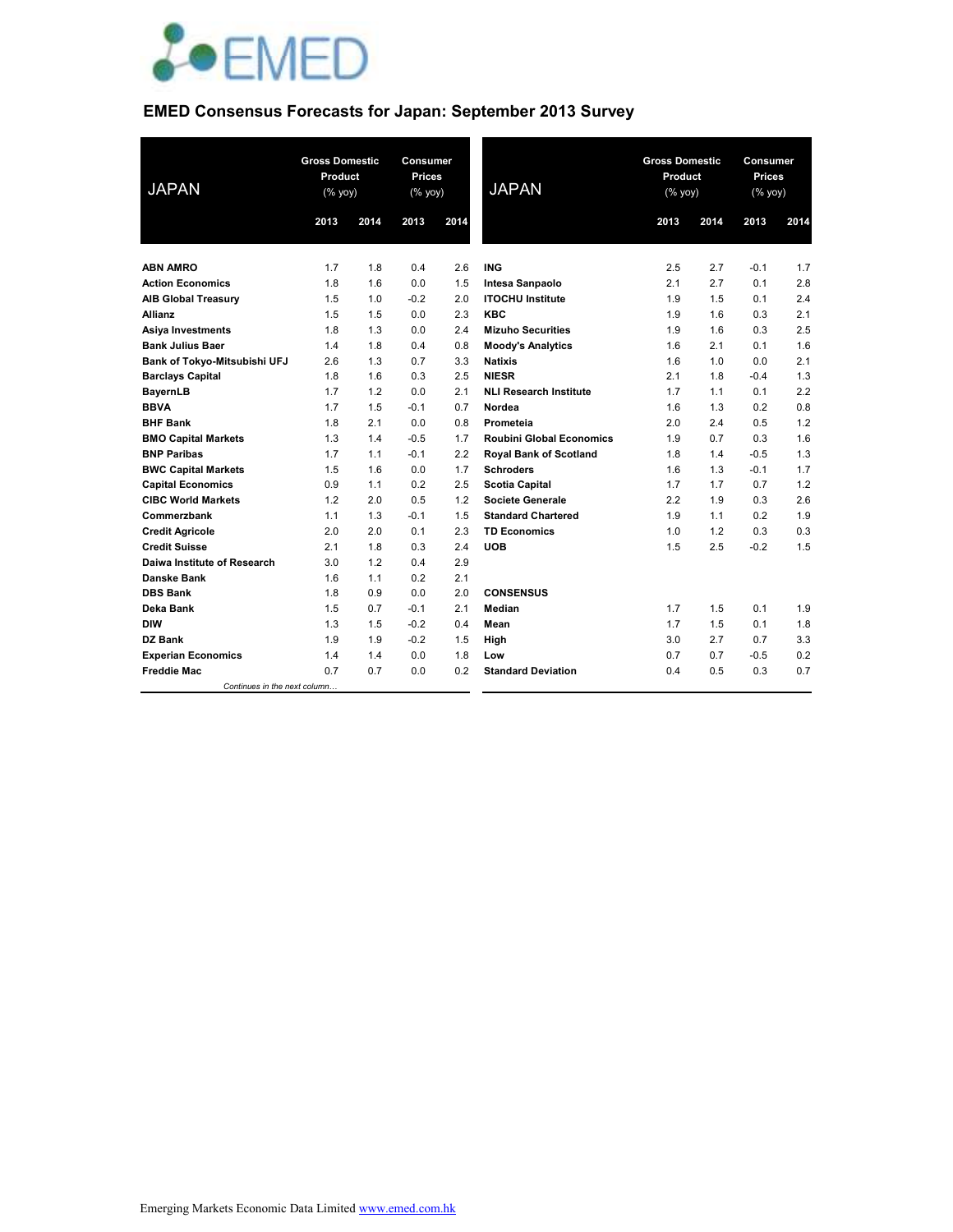# EMED Consensus Forecasts for Japan: September 2013 Survey

| JAPAN | Gross Domestic Product (% yoy) | | Consumer Prices (% yoy) | |
|---|---|---|---|---|
| | 2013 | 2014 | 2013 | 2014 |
| **ABN AMRO** | 1.7 | 1.8 | 0.4 | 2.6 |
| **Action Economics** | 1.8 | 1.6 | 0.0 | 1.5 |
| **AIB Global Treasury** | 1.5 | 1.0 | -0.2 | 2.0 |
| **Allianz** | 1.5 | 1.5 | 0.0 | 2.3 |
| **Asiya Investments** | 1.8 | 1.3 | 0.0 | 2.4 |
| **Bank Julius Baer** | 1.4 | 1.8 | 0.4 | 0.8 |
| **Bank of Tokyo-Mitsubishi UFJ** | 2.6 | 1.3 | 0.7 | 3.3 |
| **Barclays Capital** | 1.8 | 1.6 | 0.3 | 2.5 |
| **BayernLB** | 1.7 | 1.2 | 0.0 | 2.1 |
| **BBVA** | 1.7 | 1.5 | -0.1 | 0.7 |
| **BHF Bank** | 1.8 | 2.1 | 0.0 | 0.8 |
| **BMO Capital Markets** | 1.3 | 1.4 | -0.5 | 1.7 |
| **BNP Paribas** | 1.7 | 1.1 | -0.1 | 2.2 |
| **BWC Capital Markets** | 1.5 | 1.6 | 0.0 | 1.7 |
| **Capital Economics** | 0.9 | 1.1 | 0.2 | 2.5 |
| **CIBC World Markets** | 1.2 | 2.0 | 0.5 | 1.2 |
| **Commerzbank** | 1.1 | 1.3 | -0.1 | 1.5 |
| **Credit Agricole** | 2.0 | 2.0 | 0.1 | 2.3 |
| **Credit Suisse** | 2.1 | 1.8 | 0.3 | 2.4 |
| **Daiwa Institute of Research** | 3.0 | 1.2 | 0.4 | 2.9 |
| **Danske Bank** | 1.6 | 1.1 | 0.2 | 2.1 |
| **DBS Bank** | 1.8 | 0.9 | 0.0 | 2.0 |
| **Deka Bank** | 1.5 | 0.7 | -0.1 | 2.1 |
| **DIW** | 1.3 | 1.5 | -0.2 | 0.4 |
| **DZ Bank** | 1.9 | 1.9 | -0.2 | 1.5 |
| **Experian Economics** | 1.4 | 1.4 | 0.0 | 1.8 |
| **Freddie Mac** | 0.7 | 0.7 | 0.0 | 0.2 |
| **ING** | 2.5 | 2.7 | -0.1 | 1.7 |
| **Intesa Sanpaolo** | 2.1 | 2.7 | 0.1 | 2.8 |
| **ITOCHU Institute** | 1.9 | 1.5 | 0.1 | 2.4 |
| **KBC** | 1.9 | 1.6 | 0.3 | 2.1 |
| **Mizuho Securities** | 1.9 | 1.6 | 0.3 | 2.5 |
| **Moody's Analytics** | 1.6 | 2.1 | 0.1 | 1.6 |
| **Natixis** | 1.6 | 1.0 | 0.0 | 2.1 |
| **NIESR** | 2.1 | 1.8 | -0.4 | 1.3 |
| **NLI Research Institute** | 1.7 | 1.1 | 0.1 | 2.2 |
| **Nordea** | 1.6 | 1.3 | 0.2 | 0.8 |
| **Prometeia** | 2.0 | 2.4 | 0.5 | 1.2 |
| **Roubini Global Economics** | 1.9 | 0.7 | 0.3 | 1.6 |
| **Royal Bank of Scotland** | 1.8 | 1.4 | -0.5 | 1.3 |
| **Schroders** | 1.6 | 1.3 | -0.1 | 1.7 |
| **Scotia Capital** | 1.7 | 1.7 | 0.7 | 1.2 |
| **Societe Generale** | 2.2 | 1.9 | 0.3 | 2.6 |
| **Standard Chartered** | 1.9 | 1.1 | 0.2 | 1.9 |
| **TD Economics** | 1.0 | 1.2 | 0.3 | 0.3 |
| **UOB** | 1.5 | 2.5 | -0.2 | 1.5 |
| **CONSENSUS** | | | | |
| **Median** | 1.7 | 1.5 | 0.1 | 1.9 |
| **Mean** | 1.7 | 1.5 | 0.1 | 1.8 |
| **High** | 3.0 | 2.7 | 0.7 | 3.3 |
| **Low** | 0.7 | 0.7 | -0.5 | 0.2 |
| **Standard Deviation** | 0.4 | 0.5 | 0.3 | 0.7 |

Emerging Markets Economic Data Limited www.emed.com.hk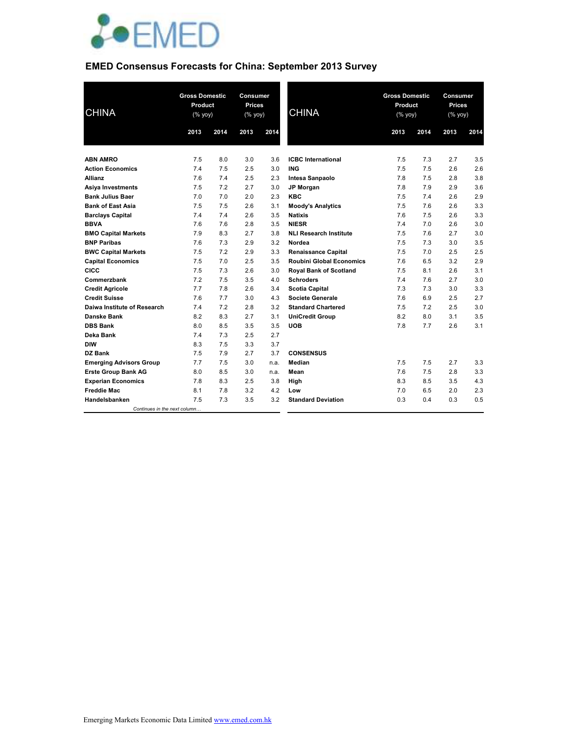# EMED Consensus Forecasts for China: September 2013 Survey

| CHINA | Gross Domestic Product (% yoy) | | Consumer Prices (% yoy) | |
|---|---|---|---|---|
| | 2013 | 2014 | 2013 | 2014 |
| **ABN AMRO** | 7.5 | 8.0 | 3.0 | 3.6 |
| **Action Economics** | 7.4 | 7.5 | 2.5 | 3.0 |
| **Allianz** | 7.6 | 7.4 | 2.5 | 2.3 |
| **Asiya Investments** | 7.5 | 7.2 | 2.7 | 3.0 |
| **Bank Julius Baer** | 7.0 | 7.0 | 2.0 | 2.3 |
| **Bank of East Asia** | 7.5 | 7.5 | 2.6 | 3.1 |
| **Barclays Capital** | 7.4 | 7.4 | 2.6 | 3.5 |
| **BBVA** | 7.6 | 7.6 | 2.8 | 3.5 |
| **BMO Capital Markets** | 7.9 | 8.3 | 2.7 | 3.8 |
| **BNP Paribas** | 7.6 | 7.3 | 2.9 | 3.2 |
| **BWC Capital Markets** | 7.5 | 7.2 | 2.9 | 3.3 |
| **Capital Economics** | 7.5 | 7.0 | 2.5 | 3.5 |
| **CICC** | 7.5 | 7.3 | 2.6 | 3.0 |
| **Commerzbank** | 7.2 | 7.5 | 3.5 | 4.0 |
| **Credit Agricole** | 7.7 | 7.8 | 2.6 | 3.4 |
| **Credit Suisse** | 7.6 | 7.7 | 3.0 | 4.3 |
| **Daiwa Institute of Research** | 7.4 | 7.2 | 2.8 | 3.2 |
| **Danske Bank** | 8.2 | 8.3 | 2.7 | 3.1 |
| **DBS Bank** | 8.0 | 8.5 | 3.5 | 3.5 |
| **Deka Bank** | 7.4 | 7.3 | 2.5 | 2.7 |
| **DIW** | 8.3 | 7.5 | 3.3 | 3.7 |
| **DZ Bank** | 7.5 | 7.9 | 2.7 | 3.7 |
| **Emerging Advisors Group** | 7.7 | 7.5 | 3.0 | n.a. |
| **Erste Group Bank AG** | 8.0 | 8.5 | 3.0 | n.a. |
| **Experian Economics** | 7.8 | 8.3 | 2.5 | 3.8 |
| **Freddie Mac** | 8.1 | 7.8 | 3.2 | 4.2 |
| **Handelsbanken** | 7.5 | 7.3 | 3.5 | 3.2 |
| **ICBC International** | 7.5 | 7.3 | 2.7 | 3.5 |
| **ING** | 7.5 | 7.5 | 2.6 | 2.6 |
| **Intesa Sanpaolo** | 7.8 | 7.5 | 2.8 | 3.8 |
| **JP Morgan** | 7.8 | 7.9 | 2.9 | 3.6 |
| **KBC** | 7.5 | 7.4 | 2.6 | 2.9 |
| **Moody's Analytics** | 7.5 | 7.6 | 2.6 | 3.3 |
| **Natixis** | 7.6 | 7.5 | 2.6 | 3.3 |
| **NIESR** | 7.4 | 7.0 | 2.6 | 3.0 |
| **NLI Research Institute** | 7.5 | 7.6 | 2.7 | 3.0 |
| **Nordea** | 7.5 | 7.3 | 3.0 | 3.5 |
| **Renaissance Capital** | 7.5 | 7.0 | 2.5 | 2.5 |
| **Roubini Global Economics** | 7.6 | 6.5 | 3.2 | 2.9 |
| **Royal Bank of Scotland** | 7.5 | 8.1 | 2.6 | 3.1 |
| **Schroders** | 7.4 | 7.6 | 2.7 | 3.0 |
| **Scotia Capital** | 7.3 | 7.3 | 3.0 | 3.3 |
| **Societe Generale** | 7.6 | 6.9 | 2.5 | 2.7 |
| **Standard Chartered** | 7.5 | 7.2 | 2.5 | 3.0 |
| **UniCredit Group** | 8.2 | 8.0 | 3.1 | 3.5 |
| **UOB** | 7.8 | 7.7 | 2.6 | 3.1 |
| **CONSENSUS** | | | | |
| **Median** | 7.5 | 7.5 | 2.7 | 3.3 |
| **Mean** | 7.6 | 7.5 | 2.8 | 3.3 |
| **High** | 8.3 | 8.5 | 3.5 | 4.3 |
| **Low** | 7.0 | 6.5 | 2.0 | 2.3 |
| **Standard Deviation** | 0.3 | 0.4 | 0.3 | 0.5 |

Emerging Markets Economic Data Limited www.emed.com.hk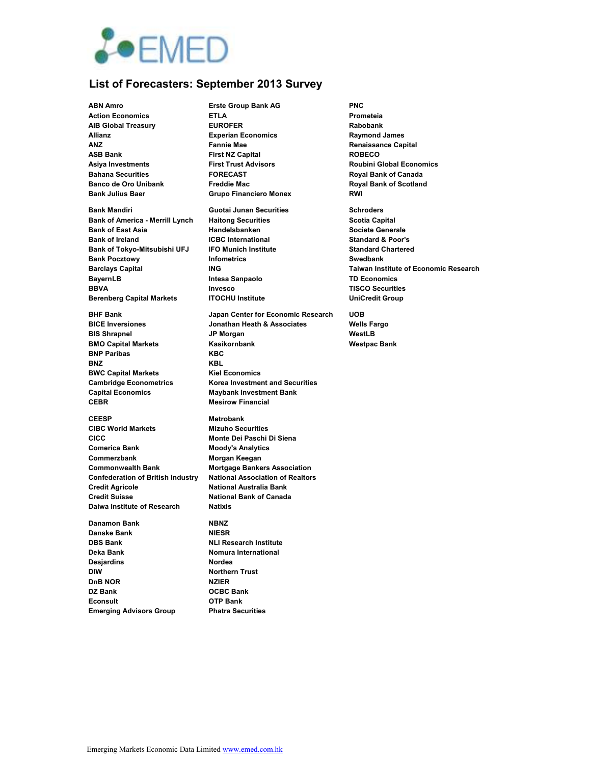# List of Forecasters: September 2013 Survey

ABN Amro
Action Economics
AIB Global Treasury
Allianz
ANZ
ASB Bank
Asiya Investments
Bahana Securities
Banco de Oro Unibank
Bank Julius Baer

Bank Mandiri
Bank of America - Merrill Lynch
Bank of East Asia
Bank of Ireland
Bank of Tokyo-Mitsubishi UFJ
Bank Pocztowy
Barclays Capital
BayernLB
BBVA
Berenberg Capital Markets

BHF Bank
BICE Inversiones
BIS Shrapnel
BMO Capital Markets
BNP Paribas
BNZ
BWC Capital Markets
Cambridge Econometrics
Capital Economics
CEBR

CEESP
CIBC World Markets
CICC
Comerica Bank
Commerzbank
Commonwealth Bank
Confederation of British Industry
Credit Agricole
Credit Suisse
Daiwa Institute of Research

Danamon Bank
Danske Bank
DBS Bank
Deka Bank
Desjardins
DIW
DnB NOR
DZ Bank
Econsult
Emerging Advisors Group

Erste Group Bank AG
ETLA
EUROFER
Experian Economics
Fannie Mae
First NZ Capital
First Trust Advisors
FORECAST
Freddie Mac
Grupo Financiero Monex

Guotai Junan Securities
Haitong Securities
Handelsbanken
ICBC International
IFO Munich Institute
Infometrics
ING
Intesa Sanpaolo
Invesco
ITOCHU Institute

Japan Center for Economic Research
Jonathan Heath & Associates
JP Morgan
Kasikornbank
KBC
KBL
Kiel Economics
Korea Investment and Securities
Maybank Investment Bank
Mesirow Financial

Metrobank
Mizuho Securities
Monte Dei Paschi Di Siena
Moody's Analytics
Morgan Keegan
Mortgage Bankers Association
National Association of Realtors
National Australia Bank
National Bank of Canada
Natixis

NBNZ
NIESR
NLI Research Institute
Nomura International
Nordea
Northern Trust
NZIER
OCBC Bank
OTP Bank
Phatra Securities

PNC
Prometeia
Rabobank
Raymond James
Renaissance Capital
ROBECO
Roubini Global Economics
Royal Bank of Canada
Royal Bank of Scotland
RWI

Schroders
Scotia Capital
Societe Generale
Standard & Poor's
Standard Chartered
Swedbank
Taiwan Institute of Economic Research
TD Economics
TISCO Securities
UniCredit Group

UOB
Wells Fargo
WestLB
Westpac Bank

Emerging Markets Economic Data Limited www.emed.com.hk